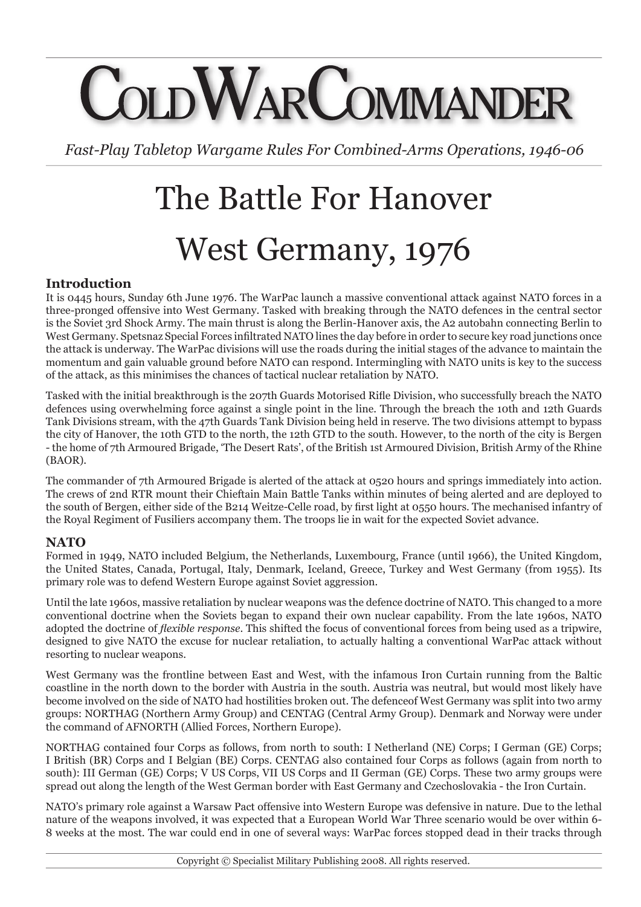# COLD WAR COMMANDER

*Fast-Play Tabletop Wargame Rules For Combined-Arms Operations, 1946-06*

# The Battle For Hanover

# West Germany, 1976

## Introduction

It is 0445 hours, Sunday 6th June 1976. The WarPac launch a massive conventional attack against NATO forces in a three-pronged offensive into West Germany. Tasked with breaking through the NATO defences in the central sector is the Soviet 3rd Shock Army. The main thrust is along the Berlin-Hanover axis, the A2 autobahn connecting Berlin to West Germany. Spetsnaz Special Forces infiltrated NATO lines the day before in order to secure key road junctions once the attack is underway. The WarPac divisions will use the roads during the initial stages of the advance to maintain the momentum and gain valuable ground before NATO can respond. Intermingling with NATO units is key to the success of the attack, as this minimises the chances of tactical nuclear retaliation by NATO.

Tasked with the initial breakthrough is the 207th Guards Motorised Rifle Division, who successfully breach the NATO defences using overwhelming force against a single point in the line. Through the breach the 10th and 12th Guards Tank Divisions stream, with the 47th Guards Tank Division being held in reserve. The two divisions attempt to bypass the city of Hanover, the 10th GTD to the north, the 12th GTD to the south. However, to the north of the city is Bergen - the home of 7th Armoured Brigade, 'The Desert Rats', of the British 1st Armoured Division, British Army of the Rhine (BAOR).

The commander of 7th Armoured Brigade is alerted of the attack at 0520 hours and springs immediately into action. The crews of 2nd RTR mount their Chieftain Main Battle Tanks within minutes of being alerted and are deployed to the south of Bergen, either side of the B214 Weitze-Celle road, by first light at 0550 hours. The mechanised infantry of the Royal Regiment of Fusiliers accompany them. The troops lie in wait for the expected Soviet advance.

## NATO

Formed in 1949, NATO included Belgium, the Netherlands, Luxembourg, France (until 1966), the United Kingdom, the United States, Canada, Portugal, Italy, Denmark, Iceland, Greece, Turkey and West Germany (from 1955). Its primary role was to defend Western Europe against Soviet aggression.

Until the late 1960s, massive retaliation by nuclear weapons was the defence doctrine of NATO. This changed to a more conventional doctrine when the Soviets began to expand their own nuclear capability. From the late 1960s, NATO adopted the doctrine of *flexible response*. This shifted the focus of conventional forces from being used as a tripwire, designed to give NATO the excuse for nuclear retaliation, to actually halting a conventional WarPac attack without resorting to nuclear weapons.

West Germany was the frontline between East and West, with the infamous Iron Curtain running from the Baltic coastline in the north down to the border with Austria in the south. Austria was neutral, but would most likely have become involved on the side of NATO had hostilities broken out. The defenceof West Germany was split into two army groups: NORTHAG (Northern Army Group) and CENTAG (Central Army Group). Denmark and Norway were under the command of AFNORTH (Allied Forces, Northern Europe).

NORTHAG contained four Corps as follows, from north to south: I Netherland (NE) Corps; I German (GE) Corps; I British (BR) Corps and I Belgian (BE) Corps. CENTAG also contained four Corps as follows (again from north to south): III German (GE) Corps; V US Corps, VII US Corps and II German (GE) Corps. These two army groups were spread out along the length of the West German border with East Germany and Czechoslovakia - the Iron Curtain.

NATO's primary role against a Warsaw Pact offensive into Western Europe was defensive in nature. Due to the lethal nature of the weapons involved, it was expected that a European World War Three scenario would be over within 6-8 weeks at the most. The war could end in one of several ways: WarPac forces stopped dead in their tracks through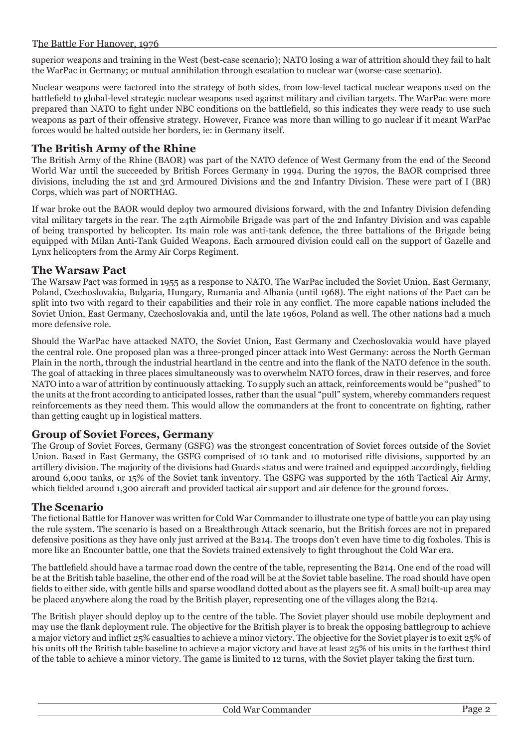superior weapons and training in the West (best-case scenario); NATO losing a war of attrition should they fail to halt the WarPac in Germany; or mutual annihilation through escalation to nuclear war (worse-case scenario).

Nuclear weapons were factored into the strategy of both sides, from low-level tactical nuclear weapons used on the battlefield to global-level strategic nuclear weapons used against military and civilian targets. The WarPac were more prepared than NATO to fight under NBC conditions on the battlefield, so this indicates they were ready to use such weapons as part of their offensive strategy. However, France was more than willing to go nuclear if it meant WarPac forces would be halted outside her borders, ie: in Germany itself.

## The British Army of the Rhine

The British Army of the Rhine (BAOR) was part of the NATO defence of West Germany from the end of the Second World War until the succeeded by British Forces Germany in 1994. During the 1970s, the BAOR comprised three divisions, including the 1st and 3rd Armoured Divisions and the 2nd Infantry Division. These were part of I (BR) Corps, which was part of NORTHAG.

If war broke out the BAOR would deploy two armoured divisions forward, with the 2nd Infantry Division defending vital military targets in the rear. The 24th Airmobile Brigade was part of the 2nd Infantry Division and was capable of being transported by helicopter. Its main role was anti-tank defence, the three battalions of the Brigade being equipped with Milan Anti-Tank Guided Weapons. Each armoured division could call on the support of Gazelle and Lynx helicopters from the Army Air Corps Regiment.

## The Warsaw Pact

The Warsaw Pact was formed in 1955 as a response to NATO. The WarPac included the Soviet Union, East Germany, Poland, Czechoslovakia, Bulgaria, Hungary, Rumania and Albania (until 1968). The eight nations of the Pact can be split into two with regard to their capabilities and their role in any conflict. The more capable nations included the Soviet Union, East Germany, Czechoslovakia and, until the late 1960s, Poland as well. The other nations had a much more defensive role.

Should the WarPac have attacked NATO, the Soviet Union, East Germany and Czechoslovakia would have played the central role. One proposed plan was a three-pronged pincer attack into West Germany: across the North German Plain in the north, through the industrial heartland in the centre and into the flank of the NATO defence in the south. The goal of attacking in three places simultaneously was to overwhelm NATO forces, draw in their reserves, and force NATO into a war of attrition by continuously attacking. To supply such an attack, reinforcements would be "pushed" to the units at the front according to anticipated losses, rather than the usual "pull" system, whereby commanders request reinforcements as they need them. This would allow the commanders at the front to concentrate on fighting, rather than getting caught up in logistical matters.

## Group of Soviet Forces, Germany

The Group of Soviet Forces, Germany (GSFG) was the strongest concentration of Soviet forces outside of the Soviet Union. Based in East Germany, the GSFG comprised of 10 tank and 10 motorised rifle divisions, supported by an artillery division. The majority of the divisions had Guards status and were trained and equipped accordingly, fielding around 6,000 tanks, or 15% of the Soviet tank inventory. The GSFG was supported by the 16th Tactical Air Army, which fielded around 1,300 aircraft and provided tactical air support and air defence for the ground forces.

## The Scenario

The fictional Battle for Hanover was written for Cold War Commander to illustrate one type of battle you can play using the rule system. The scenario is based on a Breakthrough Attack scenario, but the British forces are not in prepared defensive positions as they have only just arrived at the B214. The troops don't even have time to dig foxholes. This is more like an Encounter battle, one that the Soviets trained extensively to fight throughout the Cold War era.

The battlefield should have a tarmac road down the centre of the table, representing the B214. One end of the road will be at the British table baseline, the other end of the road will be at the Soviet table baseline. The road should have open fields to either side, with gentle hills and sparse woodland dotted about as the players see fit. A small built-up area may be placed anywhere along the road by the British player, representing one of the villages along the B214.

The British player should deploy up to the centre of the table. The Soviet player should use mobile deployment and may use the flank deployment rule. The objective for the British player is to break the opposing battlegroup to achieve a major victory and inflict 25% casualties to achieve a minor victory. The objective for the Soviet player is to exit 25% of his units off the British table baseline to achieve a major victory and have at least 25% of his units in the farthest third of the table to achieve a minor victory. The game is limited to 12 turns, with the Soviet player taking the first turn.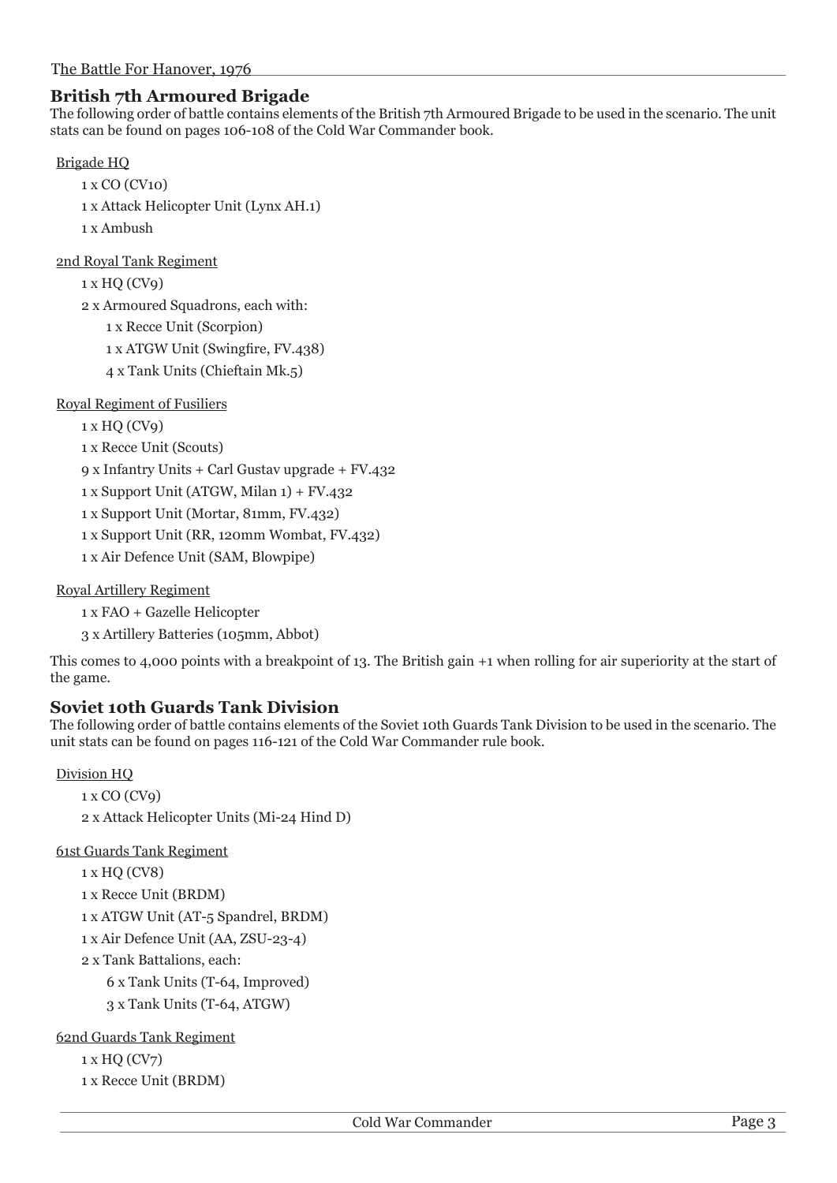## British 7th Armoured Brigade

The following order of battle contains elements of the British 7th Armoured Brigade to be used in the scenario. The unit stats can be found on pages 106-108 of the Cold War Commander book.

Brigade HQ

- 1 x CO (CV10)
- 1 x Attack Helicopter Unit (Lynx AH.1)
- 1 x Ambush

2nd Royal Tank Regiment

- 1 x HQ (CV9)
- 2 x Armoured Squadrons, each with:
  - 1 x Recce Unit (Scorpion)
  - 1 x ATGW Unit (Swingfire, FV.438)
  - 4 x Tank Units (Chieftain Mk.5)

Royal Regiment of Fusiliers

- 1 x HQ (CV9)
- 1 x Recce Unit (Scouts)
- 9 x Infantry Units + Carl Gustav upgrade + FV.432
- 1 x Support Unit (ATGW, Milan 1) + FV.432
- 1 x Support Unit (Mortar, 81mm, FV.432)
- 1 x Support Unit (RR, 120mm Wombat, FV.432)
- 1 x Air Defence Unit (SAM, Blowpipe)

Royal Artillery Regiment

- 1 x FAO + Gazelle Helicopter
- 3 x Artillery Batteries (105mm, Abbot)

This comes to 4,000 points with a breakpoint of 13. The British gain +1 when rolling for air superiority at the start of the game.

## Soviet 10th Guards Tank Division

The following order of battle contains elements of the Soviet 10th Guards Tank Division to be used in the scenario. The unit stats can be found on pages 116-121 of the Cold War Commander rule book.

Division HQ

- 1 x CO (CV9)
- 2 x Attack Helicopter Units (Mi-24 Hind D)

61st Guards Tank Regiment

- 1 x HQ (CV8)
- 1 x Recce Unit (BRDM)
- 1 x ATGW Unit (AT-5 Spandrel, BRDM)
- 1 x Air Defence Unit (AA, ZSU-23-4)
- 2 x Tank Battalions, each:
  - 6 x Tank Units (T-64, Improved)
  - 3 x Tank Units (T-64, ATGW)

62nd Guards Tank Regiment

- 1 x HQ (CV7)
- 1 x Recce Unit (BRDM)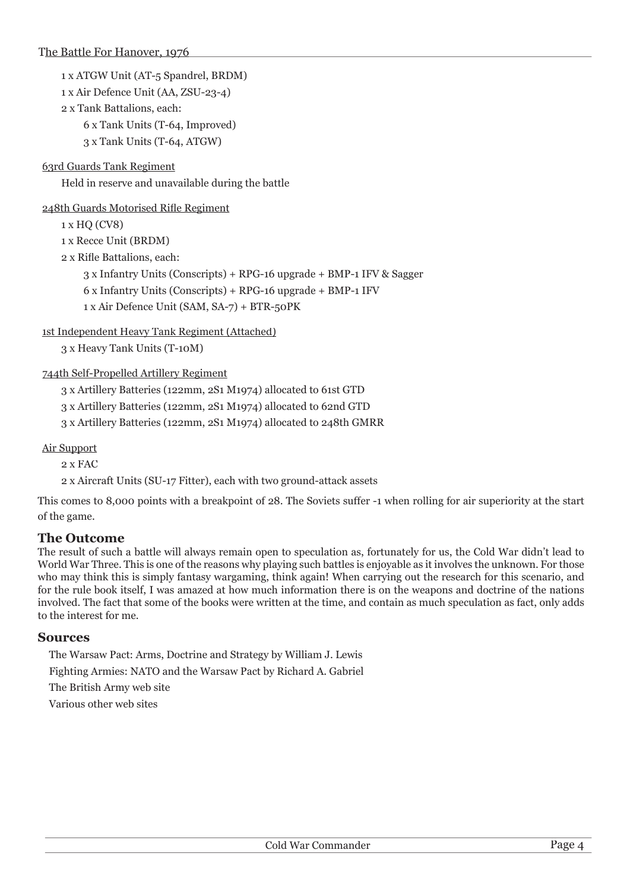- 1 x ATGW Unit (AT-5 Spandrel, BRDM)
- 1 x Air Defence Unit (AA, ZSU-23-4)
- 2 x Tank Battalions, each:
  - 6 x Tank Units (T-64, Improved)
  - 3 x Tank Units (T-64, ATGW)

63rd Guards Tank Regiment

Held in reserve and unavailable during the battle

248th Guards Motorised Rifle Regiment

- 1 x HQ (CV8)
- 1 x Recce Unit (BRDM)
- 2 x Rifle Battalions, each:
  - 3 x Infantry Units (Conscripts) + RPG-16 upgrade + BMP-1 IFV & Sagger
  - 6 x Infantry Units (Conscripts) + RPG-16 upgrade + BMP-1 IFV
  - 1 x Air Defence Unit (SAM, SA-7) + BTR-50PK

1st Independent Heavy Tank Regiment (Attached)

- 3 x Heavy Tank Units (T-10M)

744th Self-Propelled Artillery Regiment

- 3 x Artillery Batteries (122mm, 2S1 M1974) allocated to 61st GTD
- 3 x Artillery Batteries (122mm, 2S1 M1974) allocated to 62nd GTD
- 3 x Artillery Batteries (122mm, 2S1 M1974) allocated to 248th GMRR

Air Support

- 2 x FAC
- 2 x Aircraft Units (SU-17 Fitter), each with two ground-attack assets

This comes to 8,000 points with a breakpoint of 28. The Soviets suffer -1 when rolling for air superiority at the start of the game.

## The Outcome

The result of such a battle will always remain open to speculation as, fortunately for us, the Cold War didn't lead to World War Three. This is one of the reasons why playing such battles is enjoyable as it involves the unknown. For those who may think this is simply fantasy wargaming, think again! When carrying out the research for this scenario, and for the rule book itself, I was amazed at how much information there is on the weapons and doctrine of the nations involved. The fact that some of the books were written at the time, and contain as much speculation as fact, only adds to the interest for me.

## Sources

The Warsaw Pact: Arms, Doctrine and Strategy by William J. Lewis

Fighting Armies: NATO and the Warsaw Pact by Richard A. Gabriel

The British Army web site

Various other web sites